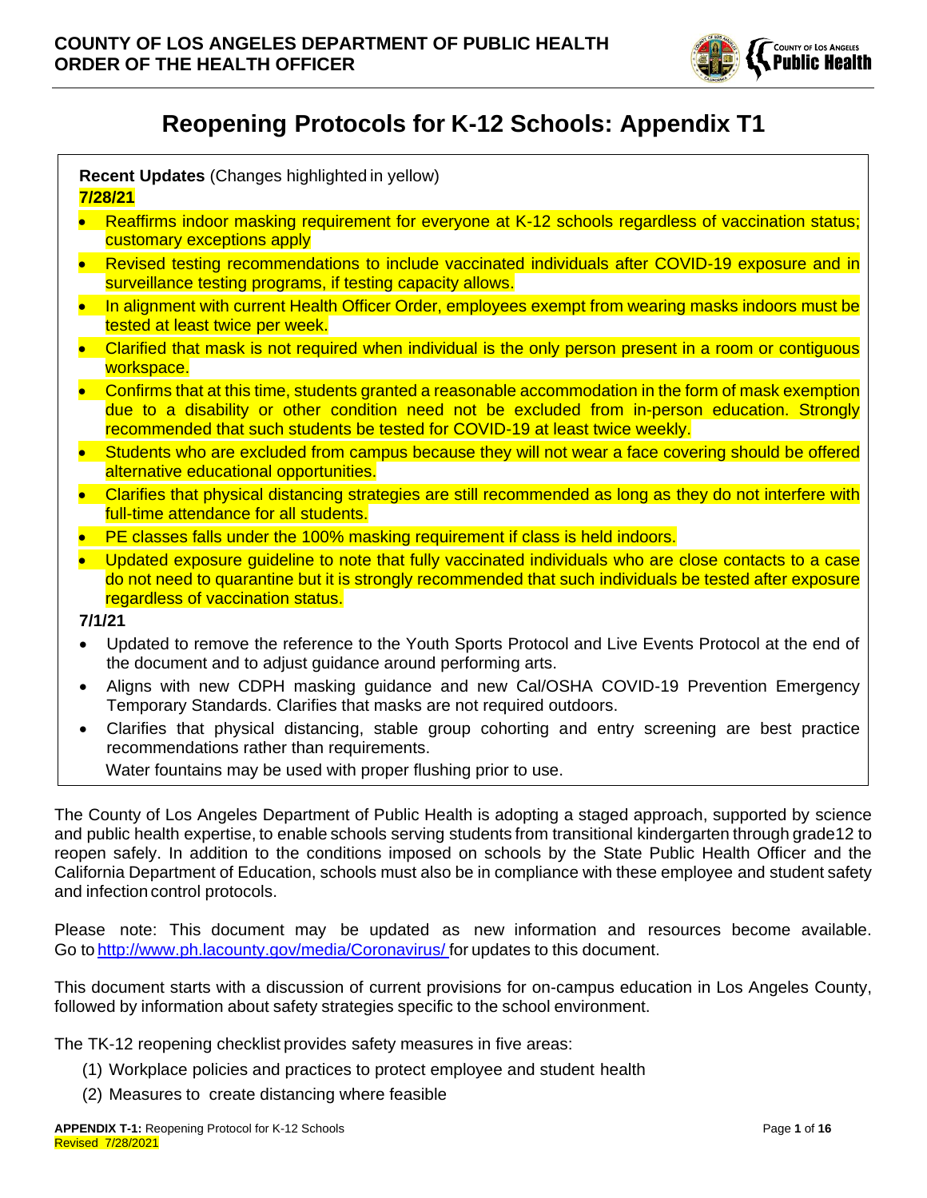**COUNTY OF LOS ANGELES DEPARTMENT OF PUBLIC HEALTH**
**ORDER OF THE HEALTH OFFICER**

# Reopening Protocols for K-12 Schools: Appendix T1

**Recent Updates** (Changes highlighted in yellow)

**7/28/21**

- Reaffirms indoor masking requirement for everyone at K-12 schools regardless of vaccination status; customary exceptions apply
- Revised testing recommendations to include vaccinated individuals after COVID-19 exposure and in surveillance testing programs, if testing capacity allows.
- In alignment with current Health Officer Order, employees exempt from wearing masks indoors must be tested at least twice per week.
- Clarified that mask is not required when individual is the only person present in a room or contiguous workspace.
- Confirms that at this time, students granted a reasonable accommodation in the form of mask exemption due to a disability or other condition need not be excluded from in-person education. Strongly recommended that such students be tested for COVID-19 at least twice weekly.
- Students who are excluded from campus because they will not wear a face covering should be offered alternative educational opportunities.
- Clarifies that physical distancing strategies are still recommended as long as they do not interfere with full-time attendance for all students.
- PE classes falls under the 100% masking requirement if class is held indoors.
- Updated exposure guideline to note that fully vaccinated individuals who are close contacts to a case do not need to quarantine but it is strongly recommended that such individuals be tested after exposure regardless of vaccination status.

**7/1/21**

- Updated to remove the reference to the Youth Sports Protocol and Live Events Protocol at the end of the document and to adjust guidance around performing arts.
- Aligns with new CDPH masking guidance and new Cal/OSHA COVID-19 Prevention Emergency Temporary Standards. Clarifies that masks are not required outdoors.
- Clarifies that physical distancing, stable group cohorting and entry screening are best practice recommendations rather than requirements.

  Water fountains may be used with proper flushing prior to use.

The County of Los Angeles Department of Public Health is adopting a staged approach, supported by science and public health expertise, to enable schools serving students from transitional kindergarten through grade12 to reopen safely. In addition to the conditions imposed on schools by the State Public Health Officer and the California Department of Education, schools must also be in compliance with these employee and student safety and infection control protocols.

Please note: This document may be updated as new information and resources become available. Go to [http://www.ph.lacounty.gov/media/Coronavirus/](http://www.ph.lacounty.gov/media/Coronavirus/) for updates to this document.

This document starts with a discussion of current provisions for on-campus education in Los Angeles County, followed by information about safety strategies specific to the school environment.

The TK-12 reopening checklist provides safety measures in five areas:

(1) Workplace policies and practices to protect employee and student health
(2) Measures to create distancing where feasible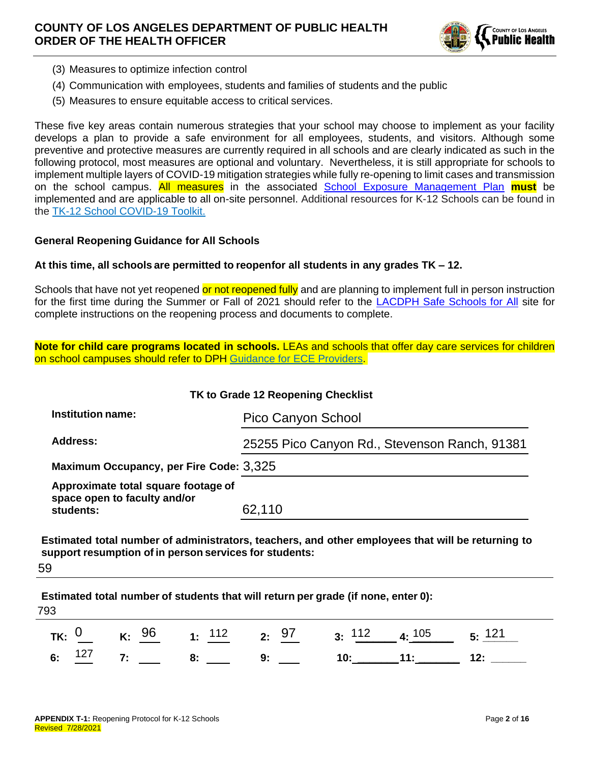(3) Measures to optimize infection control
(4) Communication with employees, students and families of students and the public
(5) Measures to ensure equitable access to critical services.

These five key areas contain numerous strategies that your school may choose to implement as your facility develops a plan to provide a safe environment for all employees, students, and visitors. Although some preventive and protective measures are currently required in all schools and are clearly indicated as such in the following protocol, most measures are optional and voluntary. Nevertheless, it is still appropriate for schools to implement multiple layers of COVID-19 mitigation strategies while fully re-opening to limit cases and transmission on the school campus. All measures in the associated School Exposure Management Plan **must** be implemented and are applicable to all on-site personnel. Additional resources for K-12 Schools can be found in the TK-12 School COVID-19 Toolkit.

**General Reopening Guidance for All Schools**

**At this time, all schools are permitted to reopenfor all students in any grades TK – 12.**

Schools that have not yet reopened or not reopened fully and are planning to implement full in person instruction for the first time during the Summer or Fall of 2021 should refer to the LACDPH Safe Schools for All site for complete instructions on the reopening process and documents to complete.

**Note for child care programs located in schools.** LEAs and schools that offer day care services for children on school campuses should refer to DPH Guidance for ECE Providers.

**TK to Grade 12 Reopening Checklist**

| | |
|---|---|
| **Institution name:** | Pico Canyon School |
| **Address:** | 25255 Pico Canyon Rd., Stevenson Ranch, 91381 |
| **Maximum Occupancy, per Fire Code:** | 3,325 |
| **Approximate total square footage of space open to faculty and/or students:** | 62,110 |

**Estimated total number of administrators, teachers, and other employees that will be returning to support resumption of in person services for students:**

59

**Estimated total number of students that will return per grade (if none, enter 0):**

793

| | | | | | | |
|---|---|---|---|---|---|---|
| **TK:** 0 | **K:** 96 | **1:** 112 | **2:** 97 | **3:** 112 | **4:** 105 | **5:** 121 |
| **6:** 127 | **7:** | **8:** | **9:** | **10:** | **11:** | **12:** |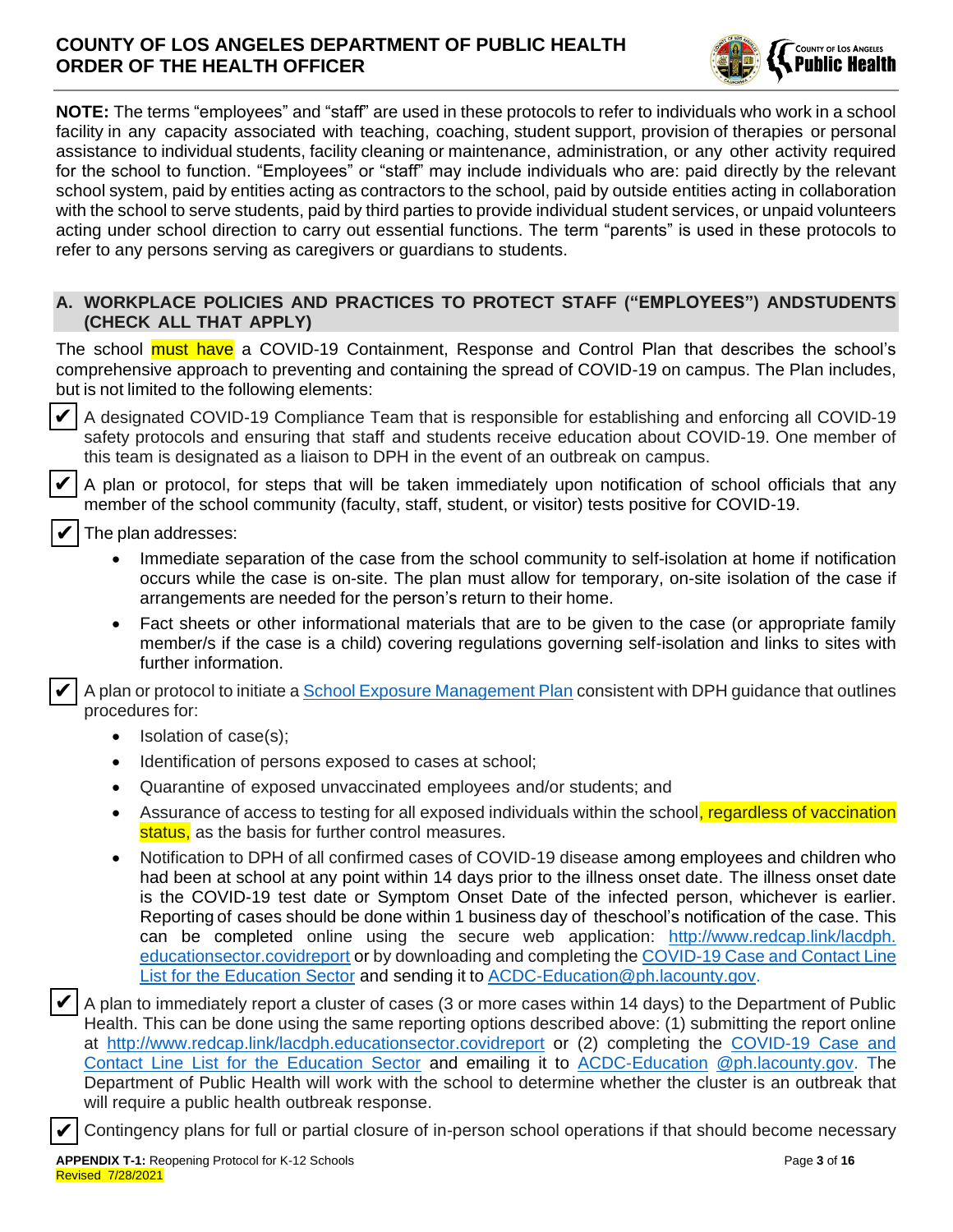**NOTE:** The terms "employees" and "staff" are used in these protocols to refer to individuals who work in a school facility in any capacity associated with teaching, coaching, student support, provision of therapies or personal assistance to individual students, facility cleaning or maintenance, administration, or any other activity required for the school to function. "Employees" or "staff" may include individuals who are: paid directly by the relevant school system, paid by entities acting as contractors to the school, paid by outside entities acting in collaboration with the school to serve students, paid by third parties to provide individual student services, or unpaid volunteers acting under school direction to carry out essential functions. The term "parents" is used in these protocols to refer to any persons serving as caregivers or guardians to students.

## A. WORKPLACE POLICIES AND PRACTICES TO PROTECT STAFF ("EMPLOYEES") ANDSTUDENTS (CHECK ALL THAT APPLY)

The school must have a COVID-19 Containment, Response and Control Plan that describes the school's comprehensive approach to preventing and containing the spread of COVID-19 on campus. The Plan includes, but is not limited to the following elements:

- ✔ A designated COVID-19 Compliance Team that is responsible for establishing and enforcing all COVID-19 safety protocols and ensuring that staff and students receive education about COVID-19. One member of this team is designated as a liaison to DPH in the event of an outbreak on campus.
- ✔ A plan or protocol, for steps that will be taken immediately upon notification of school officials that any member of the school community (faculty, staff, student, or visitor) tests positive for COVID-19.
- ✔ The plan addresses:
  - Immediate separation of the case from the school community to self-isolation at home if notification occurs while the case is on-site. The plan must allow for temporary, on-site isolation of the case if arrangements are needed for the person's return to their home.
  - Fact sheets or other informational materials that are to be given to the case (or appropriate family member/s if the case is a child) covering regulations governing self-isolation and links to sites with further information.
- ✔ A plan or protocol to initiate a School Exposure Management Plan consistent with DPH guidance that outlines procedures for:
  - Isolation of case(s);
  - Identification of persons exposed to cases at school;
  - Quarantine of exposed unvaccinated employees and/or students; and
  - Assurance of access to testing for all exposed individuals within the school, regardless of vaccination status, as the basis for further control measures.
  - Notification to DPH of all confirmed cases of COVID-19 disease among employees and children who had been at school at any point within 14 days prior to the illness onset date. The illness onset date is the COVID-19 test date or Symptom Onset Date of the infected person, whichever is earlier. Reporting of cases should be done within 1 business day of theschool's notification of the case. This can be completed online using the secure web application: http://www.redcap.link/lacdph.educationsector.covidreport or by downloading and completing the COVID-19 Case and Contact Line List for the Education Sector and sending it to ACDC-Education@ph.lacounty.gov.
- ✔ A plan to immediately report a cluster of cases (3 or more cases within 14 days) to the Department of Public Health. This can be done using the same reporting options described above: (1) submitting the report online at http://www.redcap.link/lacdph.educationsector.covidreport or (2) completing the COVID-19 Case and Contact Line List for the Education Sector and emailing it to ACDC-Education @ph.lacounty.gov. The Department of Public Health will work with the school to determine whether the cluster is an outbreak that will require a public health outbreak response.
- ✔ Contingency plans for full or partial closure of in-person school operations if that should become necessary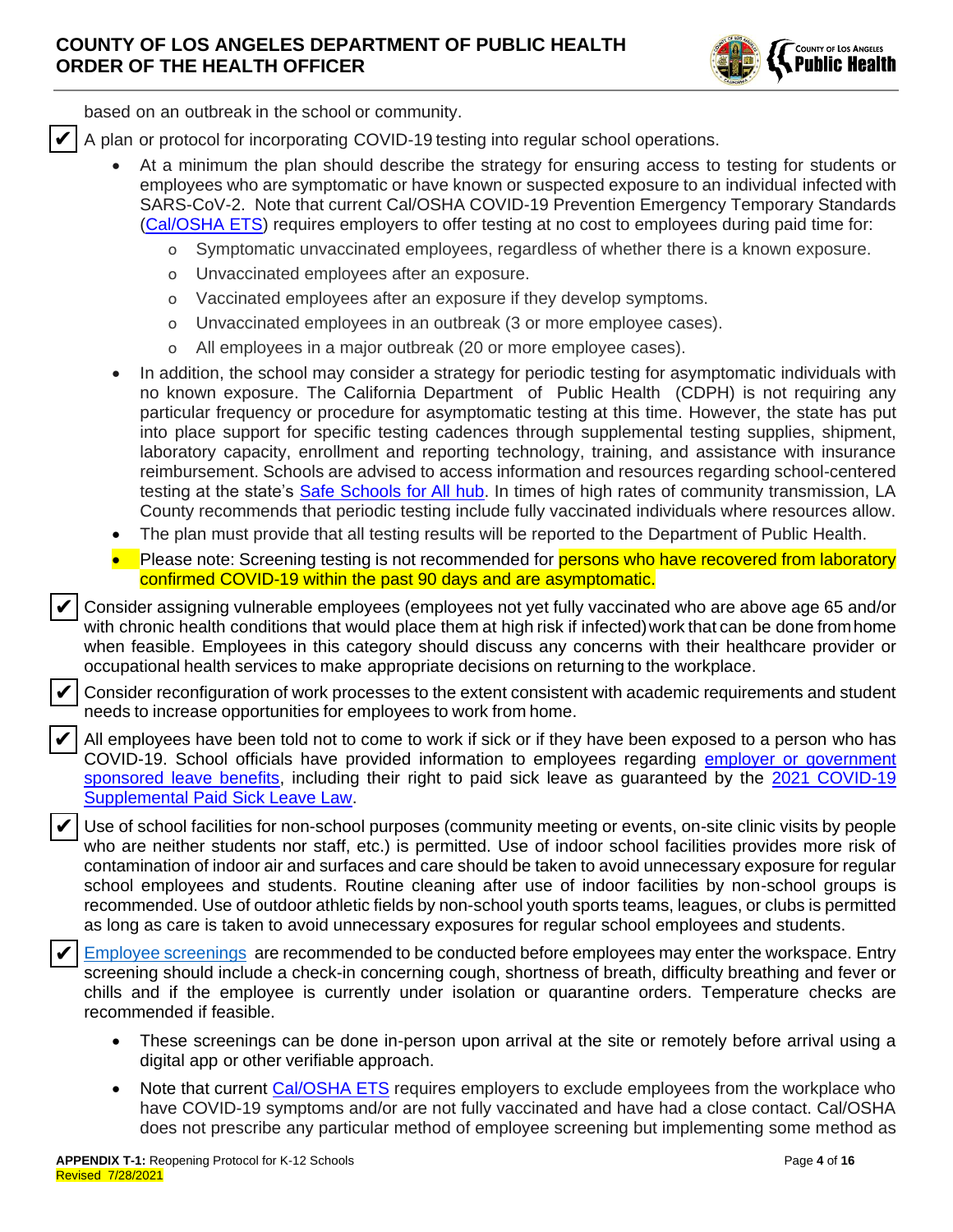based on an outbreak in the school or community.

✔ A plan or protocol for incorporating COVID-19 testing into regular school operations.

- At a minimum the plan should describe the strategy for ensuring access to testing for students or employees who are symptomatic or have known or suspected exposure to an individual infected with SARS-CoV-2. Note that current Cal/OSHA COVID-19 Prevention Emergency Temporary Standards ([Cal/OSHA ETS](https://www.dir.ca.gov/dosh/coronavirus/ETS.html)) requires employers to offer testing at no cost to employees during paid time for:
    - Symptomatic unvaccinated employees, regardless of whether there is a known exposure.
    - Unvaccinated employees after an exposure.
    - Vaccinated employees after an exposure if they develop symptoms.
    - Unvaccinated employees in an outbreak (3 or more employee cases).
    - All employees in a major outbreak (20 or more employee cases).
- In addition, the school may consider a strategy for periodic testing for asymptomatic individuals with no known exposure. The California Department of Public Health (CDPH) is not requiring any particular frequency or procedure for asymptomatic testing at this time. However, the state has put into place support for specific testing cadences through supplemental testing supplies, shipment, laboratory capacity, enrollment and reporting technology, training, and assistance with insurance reimbursement. Schools are advised to access information and resources regarding school-centered testing at the state's Safe Schools for All hub. In times of high rates of community transmission, LA County recommends that periodic testing include fully vaccinated individuals where resources allow.
- The plan must provide that all testing results will be reported to the Department of Public Health.
- Please note: Screening testing is not recommended for persons who have recovered from laboratory confirmed COVID-19 within the past 90 days and are asymptomatic.

✔ Consider assigning vulnerable employees (employees not yet fully vaccinated who are above age 65 and/or with chronic health conditions that would place them at high risk if infected) work that can be done from home when feasible. Employees in this category should discuss any concerns with their healthcare provider or occupational health services to make appropriate decisions on returning to the workplace.

✔ Consider reconfiguration of work processes to the extent consistent with academic requirements and student needs to increase opportunities for employees to work from home.

✔ All employees have been told not to come to work if sick or if they have been exposed to a person who has COVID-19. School officials have provided information to employees regarding employer or government sponsored leave benefits, including their right to paid sick leave as guaranteed by the 2021 COVID-19 Supplemental Paid Sick Leave Law.

✔ Use of school facilities for non-school purposes (community meeting or events, on-site clinic visits by people who are neither students nor staff, etc.) is permitted. Use of indoor school facilities provides more risk of contamination of indoor air and surfaces and care should be taken to avoid unnecessary exposure for regular school employees and students. Routine cleaning after use of indoor facilities by non-school groups is recommended. Use of outdoor athletic fields by non-school youth sports teams, leagues, or clubs is permitted as long as care is taken to avoid unnecessary exposures for regular school employees and students.

✔ Employee screenings are recommended to be conducted before employees may enter the workspace. Entry screening should include a check-in concerning cough, shortness of breath, difficulty breathing and fever or chills and if the employee is currently under isolation or quarantine orders. Temperature checks are recommended if feasible.

- These screenings can be done in-person upon arrival at the site or remotely before arrival using a digital app or other verifiable approach.
- Note that current Cal/OSHA ETS requires employers to exclude employees from the workplace who have COVID-19 symptoms and/or are not fully vaccinated and have had a close contact. Cal/OSHA does not prescribe any particular method of employee screening but implementing some method as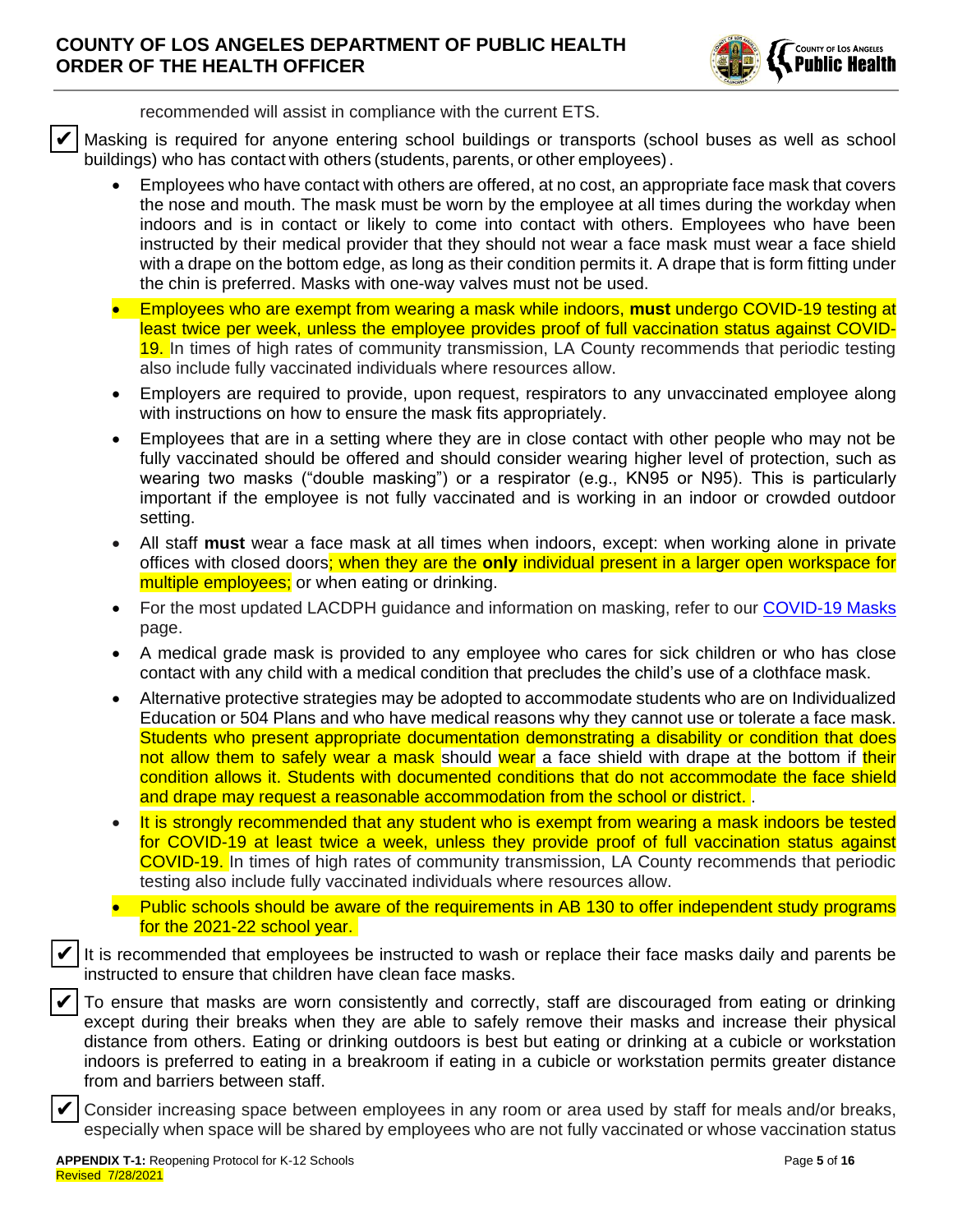recommended will assist in compliance with the current ETS.

✔ Masking is required for anyone entering school buildings or transports (school buses as well as school buildings) who has contact with others (students, parents, or other employees).

- Employees who have contact with others are offered, at no cost, an appropriate face mask that covers the nose and mouth. The mask must be worn by the employee at all times during the workday when indoors and is in contact or likely to come into contact with others. Employees who have been instructed by their medical provider that they should not wear a face mask must wear a face shield with a drape on the bottom edge, as long as their condition permits it. A drape that is form fitting under the chin is preferred. Masks with one-way valves must not be used.
- Employees who are exempt from wearing a mask while indoors, **must** undergo COVID-19 testing at least twice per week, unless the employee provides proof of full vaccination status against COVID-19. In times of high rates of community transmission, LA County recommends that periodic testing also include fully vaccinated individuals where resources allow.
- Employers are required to provide, upon request, respirators to any unvaccinated employee along with instructions on how to ensure the mask fits appropriately.
- Employees that are in a setting where they are in close contact with other people who may not be fully vaccinated should be offered and should consider wearing higher level of protection, such as wearing two masks ("double masking") or a respirator (e.g., KN95 or N95). This is particularly important if the employee is not fully vaccinated and is working in an indoor or crowded outdoor setting.
- All staff **must** wear a face mask at all times when indoors, except: when working alone in private offices with closed doors; when they are the **only** individual present in a larger open workspace for multiple employees; or when eating or drinking.
- For the most updated LACDPH guidance and information on masking, refer to our COVID-19 Masks page.
- A medical grade mask is provided to any employee who cares for sick children or who has close contact with any child with a medical condition that precludes the child's use of a clothface mask.
- Alternative protective strategies may be adopted to accommodate students who are on Individualized Education or 504 Plans and who have medical reasons why they cannot use or tolerate a face mask. Students who present appropriate documentation demonstrating a disability or condition that does not allow them to safely wear a mask should wear a face shield with drape at the bottom if their condition allows it. Students with documented conditions that do not accommodate the face shield and drape may request a reasonable accommodation from the school or district. .
- It is strongly recommended that any student who is exempt from wearing a mask indoors be tested for COVID-19 at least twice a week, unless they provide proof of full vaccination status against COVID-19. In times of high rates of community transmission, LA County recommends that periodic testing also include fully vaccinated individuals where resources allow.
- Public schools should be aware of the requirements in AB 130 to offer independent study programs for the 2021-22 school year.

✔ It is recommended that employees be instructed to wash or replace their face masks daily and parents be instructed to ensure that children have clean face masks.

✔ To ensure that masks are worn consistently and correctly, staff are discouraged from eating or drinking except during their breaks when they are able to safely remove their masks and increase their physical distance from others. Eating or drinking outdoors is best but eating or drinking at a cubicle or workstation indoors is preferred to eating in a breakroom if eating in a cubicle or workstation permits greater distance from and barriers between staff.

✔ Consider increasing space between employees in any room or area used by staff for meals and/or breaks, especially when space will be shared by employees who are not fully vaccinated or whose vaccination status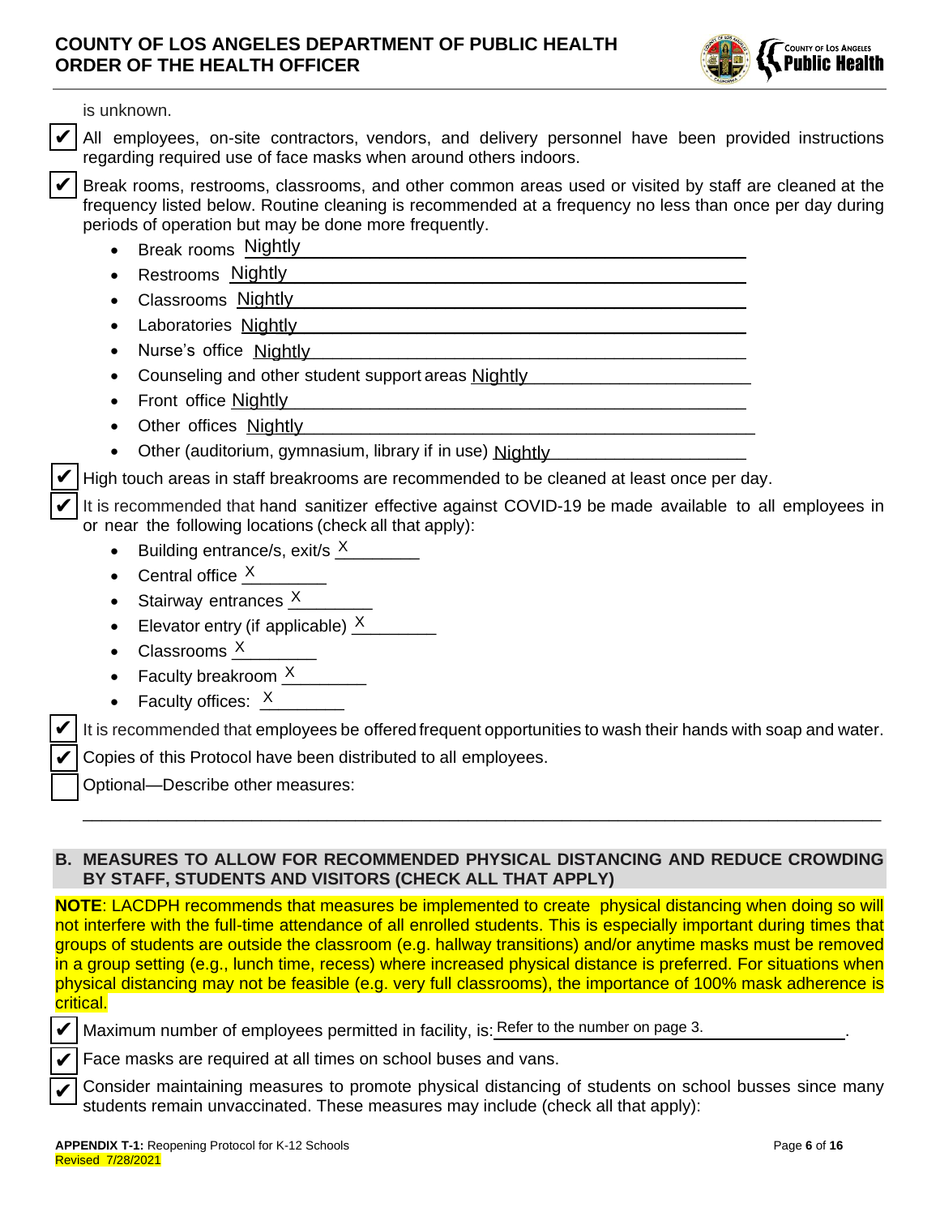is unknown.

- [x] All employees, on-site contractors, vendors, and delivery personnel have been provided instructions regarding required use of face masks when around others indoors.
- [x] Break rooms, restrooms, classrooms, and other common areas used or visited by staff are cleaned at the frequency listed below. Routine cleaning is recommended at a frequency no less than once per day during periods of operation but may be done more frequently.
  - Break rooms Nightly
  - Restrooms Nightly
  - Classrooms Nightly
  - Laboratories Nightly
  - Nurse's office Nightly
  - Counseling and other student support areas Nightly
  - Front office Nightly
  - Other offices Nightly
  - Other (auditorium, gymnasium, library if in use) Nightly
- [x] High touch areas in staff breakrooms are recommended to be cleaned at least once per day.
- [x] It is recommended that hand sanitizer effective against COVID-19 be made available to all employees in or near the following locations (check all that apply):
  - Building entrance/s, exit/s X
  - Central office X
  - Stairway entrances X
  - Elevator entry (if applicable) X
  - Classrooms X
  - Faculty breakroom X
  - Faculty offices: X
- [x] It is recommended that employees be offered frequent opportunities to wash their hands with soap and water.
- [x] Copies of this Protocol have been distributed to all employees.
- [ ] Optional—Describe other measures:

______________________________________________________________________________

## B. MEASURES TO ALLOW FOR RECOMMENDED PHYSICAL DISTANCING AND REDUCE CROWDING BY STAFF, STUDENTS AND VISITORS (CHECK ALL THAT APPLY)

**NOTE**: LACDPH recommends that measures be implemented to create physical distancing when doing so will not interfere with the full-time attendance of all enrolled students. This is especially important during times that groups of students are outside the classroom (e.g. hallway transitions) and/or anytime masks must be removed in a group setting (e.g., lunch time, recess) where increased physical distance is preferred. For situations when physical distancing may not be feasible (e.g. very full classrooms), the importance of 100% mask adherence is critical.

- [x] Maximum number of employees permitted in facility, is: Refer to the number on page 3.
- [x] Face masks are required at all times on school buses and vans.
- [x] Consider maintaining measures to promote physical distancing of students on school busses since many students remain unvaccinated. These measures may include (check all that apply):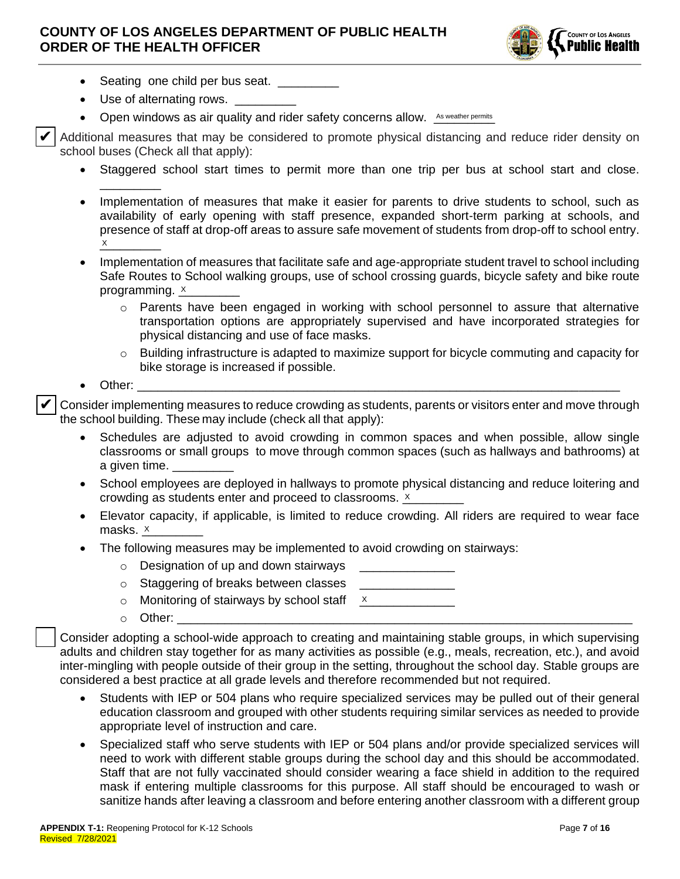- Seating one child per bus seat. _________
- Use of alternating rows. _________
- Open windows as air quality and rider safety concerns allow. As weather permits

☑ Additional measures that may be considered to promote physical distancing and reduce rider density on school buses (Check all that apply):

- Staggered school start times to permit more than one trip per bus at school start and close. _________
- Implementation of measures that make it easier for parents to drive students to school, such as availability of early opening with staff presence, expanded short-term parking at schools, and presence of staff at drop-off areas to assure safe movement of students from drop-off to school entry. X
- Implementation of measures that facilitate safe and age-appropriate student travel to school including Safe Routes to School walking groups, use of school crossing guards, bicycle safety and bike route programming. X
  - Parents have been engaged in working with school personnel to assure that alternative transportation options are appropriately supervised and have incorporated strategies for physical distancing and use of face masks.
  - Building infrastructure is adapted to maximize support for bicycle commuting and capacity for bike storage is increased if possible.
- Other: _______________________________________________________________________

☑ Consider implementing measures to reduce crowding as students, parents or visitors enter and move through the school building. These may include (check all that apply):

- Schedules are adjusted to avoid crowding in common spaces and when possible, allow single classrooms or small groups to move through common spaces (such as hallways and bathrooms) at a given time. _________
- School employees are deployed in hallways to promote physical distancing and reduce loitering and crowding as students enter and proceed to classrooms. X
- Elevator capacity, if applicable, is limited to reduce crowding. All riders are required to wear face masks. X
- The following measures may be implemented to avoid crowding on stairways:
  - Designation of up and down stairways ______________
  - Staggering of breaks between classes ______________
  - Monitoring of stairways by school staff X
  - Other: _______________________________________________________________

☐ Consider adopting a school-wide approach to creating and maintaining stable groups, in which supervising adults and children stay together for as many activities as possible (e.g., meals, recreation, etc.), and avoid inter-mingling with people outside of their group in the setting, throughout the school day. Stable groups are considered a best practice at all grade levels and therefore recommended but not required.

- Students with IEP or 504 plans who require specialized services may be pulled out of their general education classroom and grouped with other students requiring similar services as needed to provide appropriate level of instruction and care.
- Specialized staff who serve students with IEP or 504 plans and/or provide specialized services will need to work with different stable groups during the school day and this should be accommodated. Staff that are not fully vaccinated should consider wearing a face shield in addition to the required mask if entering multiple classrooms for this purpose. All staff should be encouraged to wash or sanitize hands after leaving a classroom and before entering another classroom with a different group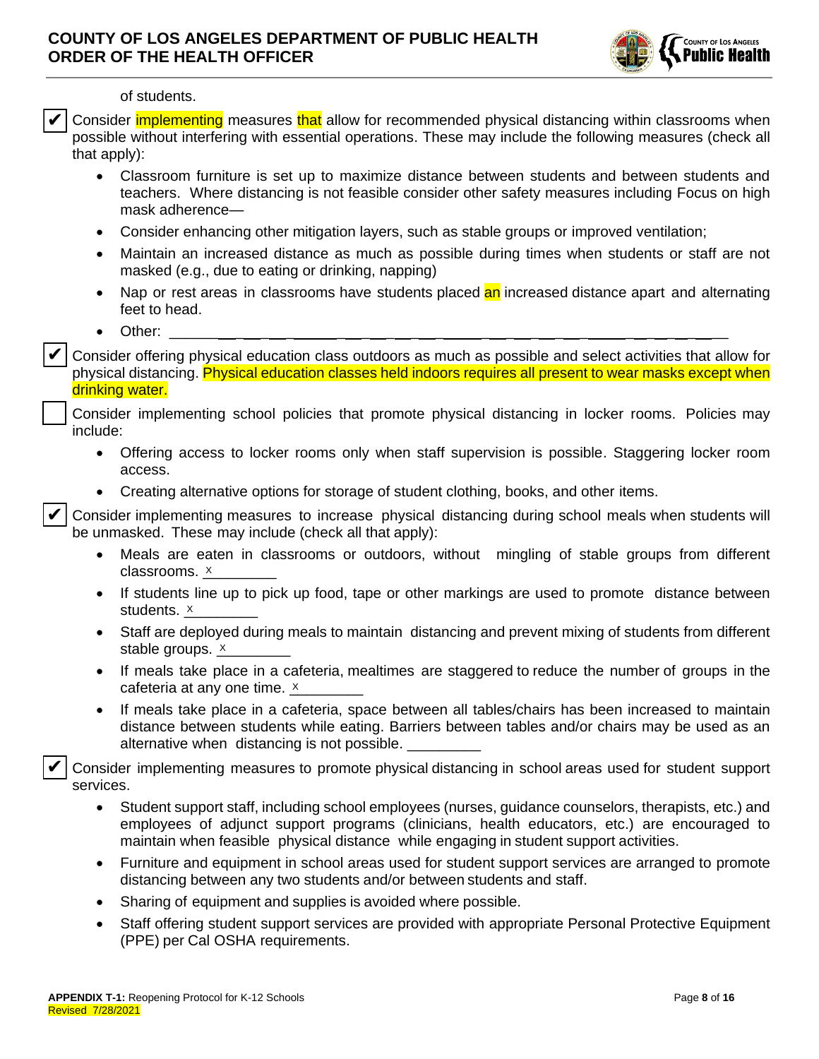of students.

☑ Consider implementing measures that allow for recommended physical distancing within classrooms when possible without interfering with essential operations. These may include the following measures (check all that apply):

- Classroom furniture is set up to maximize distance between students and between students and teachers. Where distancing is not feasible consider other safety measures including Focus on high mask adherence—
- Consider enhancing other mitigation layers, such as stable groups or improved ventilation;
- Maintain an increased distance as much as possible during times when students or staff are not masked (e.g., due to eating or drinking, napping)
- Nap or rest areas in classrooms have students placed an increased distance apart and alternating feet to head.
- Other: ________________________________________________

☑ Consider offering physical education class outdoors as much as possible and select activities that allow for physical distancing. Physical education classes held indoors requires all present to wear masks except when drinking water.

☐ Consider implementing school policies that promote physical distancing in locker rooms. Policies may include:

- Offering access to locker rooms only when staff supervision is possible. Staggering locker room access.
- Creating alternative options for storage of student clothing, books, and other items.

☑ Consider implementing measures to increase physical distancing during school meals when students will be unmasked. These may include (check all that apply):

- Meals are eaten in classrooms or outdoors, without mingling of stable groups from different classrooms. x________
- If students line up to pick up food, tape or other markings are used to promote distance between students. x________
- Staff are deployed during meals to maintain distancing and prevent mixing of students from different stable groups. x________
- If meals take place in a cafeteria, mealtimes are staggered to reduce the number of groups in the cafeteria at any one time. x________
- If meals take place in a cafeteria, space between all tables/chairs has been increased to maintain distance between students while eating. Barriers between tables and/or chairs may be used as an alternative when distancing is not possible. _________

☑ Consider implementing measures to promote physical distancing in school areas used for student support services.

- Student support staff, including school employees (nurses, guidance counselors, therapists, etc.) and employees of adjunct support programs (clinicians, health educators, etc.) are encouraged to maintain when feasible physical distance while engaging in student support activities.
- Furniture and equipment in school areas used for student support services are arranged to promote distancing between any two students and/or between students and staff.
- Sharing of equipment and supplies is avoided where possible.
- Staff offering student support services are provided with appropriate Personal Protective Equipment (PPE) per Cal OSHA requirements.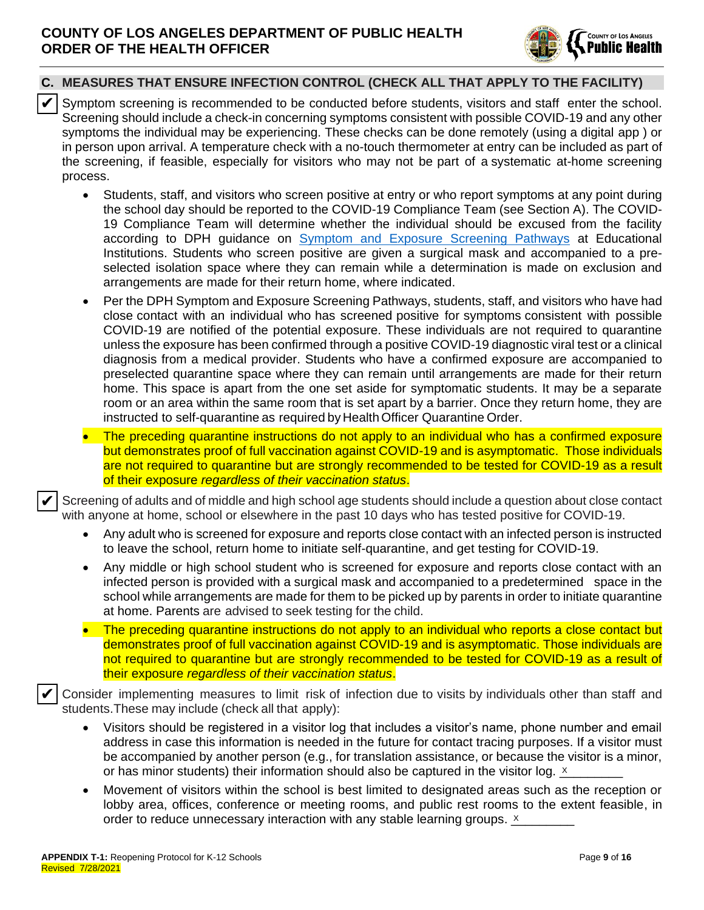## C. MEASURES THAT ENSURE INFECTION CONTROL (CHECK ALL THAT APPLY TO THE FACILITY)

✔ Symptom screening is recommended to be conducted before students, visitors and staff enter the school. Screening should include a check-in concerning symptoms consistent with possible COVID-19 and any other symptoms the individual may be experiencing. These checks can be done remotely (using a digital app ) or in person upon arrival. A temperature check with a no-touch thermometer at entry can be included as part of the screening, if feasible, especially for visitors who may not be part of a systematic at-home screening process.

- Students, staff, and visitors who screen positive at entry or who report symptoms at any point during the school day should be reported to the COVID-19 Compliance Team (see Section A). The COVID-19 Compliance Team will determine whether the individual should be excused from the facility according to DPH guidance on Symptom and Exposure Screening Pathways at Educational Institutions. Students who screen positive are given a surgical mask and accompanied to a pre-selected isolation space where they can remain while a determination is made on exclusion and arrangements are made for their return home, where indicated.
- Per the DPH Symptom and Exposure Screening Pathways, students, staff, and visitors who have had close contact with an individual who has screened positive for symptoms consistent with possible COVID-19 are notified of the potential exposure. These individuals are not required to quarantine unless the exposure has been confirmed through a positive COVID-19 diagnostic viral test or a clinical diagnosis from a medical provider. Students who have a confirmed exposure are accompanied to preselected quarantine space where they can remain until arrangements are made for their return home. This space is apart from the one set aside for symptomatic students. It may be a separate room or an area within the same room that is set apart by a barrier. Once they return home, they are instructed to self-quarantine as required by Health Officer Quarantine Order.
- The preceding quarantine instructions do not apply to an individual who has a confirmed exposure but demonstrates proof of full vaccination against COVID-19 and is asymptomatic. Those individuals are not required to quarantine but are strongly recommended to be tested for COVID-19 as a result of their exposure *regardless of their vaccination status*.

✔ Screening of adults and of middle and high school age students should include a question about close contact with anyone at home, school or elsewhere in the past 10 days who has tested positive for COVID-19.

- Any adult who is screened for exposure and reports close contact with an infected person is instructed to leave the school, return home to initiate self-quarantine, and get testing for COVID-19.
- Any middle or high school student who is screened for exposure and reports close contact with an infected person is provided with a surgical mask and accompanied to a predetermined space in the school while arrangements are made for them to be picked up by parents in order to initiate quarantine at home. Parents are advised to seek testing for the child.
- The preceding quarantine instructions do not apply to an individual who reports a close contact but demonstrates proof of full vaccination against COVID-19 and is asymptomatic. Those individuals are not required to quarantine but are strongly recommended to be tested for COVID-19 as a result of their exposure *regardless of their vaccination status*.

✔ Consider implementing measures to limit risk of infection due to visits by individuals other than staff and students.These may include (check all that apply):

- Visitors should be registered in a visitor log that includes a visitor's name, phone number and email address in case this information is needed in the future for contact tracing purposes. If a visitor must be accompanied by another person (e.g., for translation assistance, or because the visitor is a minor, or has minor students) their information should also be captured in the visitor log. X
- Movement of visitors within the school is best limited to designated areas such as the reception or lobby area, offices, conference or meeting rooms, and public rest rooms to the extent feasible, in order to reduce unnecessary interaction with any stable learning groups. X

**APPENDIX T-1:** Reopening Protocol for K-12 Schools
Revised 7/28/2021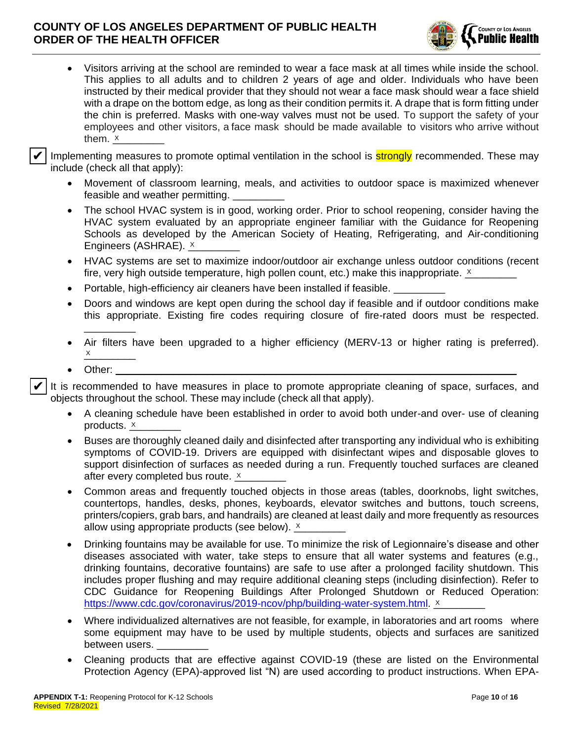- Visitors arriving at the school are reminded to wear a face mask at all times while inside the school. This applies to all adults and to children 2 years of age and older. Individuals who have been instructed by their medical provider that they should not wear a face mask should wear a face shield with a drape on the bottom edge, as long as their condition permits it. A drape that is form fitting under the chin is preferred. Masks with one-way valves must not be used. To support the safety of your employees and other visitors, a face mask should be made available to visitors who arrive without them. x________

✔ Implementing measures to promote optimal ventilation in the school is **strongly** recommended. These may include (check all that apply):

- Movement of classroom learning, meals, and activities to outdoor space is maximized whenever feasible and weather permitting. _________
- The school HVAC system is in good, working order. Prior to school reopening, consider having the HVAC system evaluated by an appropriate engineer familiar with the Guidance for Reopening Schools as developed by the American Society of Heating, Refrigerating, and Air-conditioning Engineers (ASHRAE). x________
- HVAC systems are set to maximize indoor/outdoor air exchange unless outdoor conditions (recent fire, very high outside temperature, high pollen count, etc.) make this inappropriate. x________
- Portable, high-efficiency air cleaners have been installed if feasible. _________
- Doors and windows are kept open during the school day if feasible and if outdoor conditions make this appropriate. Existing fire codes requiring closure of fire-rated doors must be respected. _________
- Air filters have been upgraded to a higher efficiency (MERV-13 or higher rating is preferred). x________
- Other: ____________________________________________________________

✔ It is recommended to have measures in place to promote appropriate cleaning of space, surfaces, and objects throughout the school. These may include (check all that apply).

- A cleaning schedule have been established in order to avoid both under-and over- use of cleaning products. x________
- Buses are thoroughly cleaned daily and disinfected after transporting any individual who is exhibiting symptoms of COVID-19. Drivers are equipped with disinfectant wipes and disposable gloves to support disinfection of surfaces as needed during a run. Frequently touched surfaces are cleaned after every completed bus route. x________
- Common areas and frequently touched objects in those areas (tables, doorknobs, light switches, countertops, handles, desks, phones, keyboards, elevator switches and buttons, touch screens, printers/copiers, grab bars, and handrails) are cleaned at least daily and more frequently as resources allow using appropriate products (see below). x________
- Drinking fountains may be available for use. To minimize the risk of Legionnaire's disease and other diseases associated with water, take steps to ensure that all water systems and features (e.g., drinking fountains, decorative fountains) are safe to use after a prolonged facility shutdown. This includes proper flushing and may require additional cleaning steps (including disinfection). Refer to CDC Guidance for Reopening Buildings After Prolonged Shutdown or Reduced Operation: https://www.cdc.gov/coronavirus/2019-ncov/php/building-water-system.html. x________
- Where individualized alternatives are not feasible, for example, in laboratories and art rooms where some equipment may have to be used by multiple students, objects and surfaces are sanitized between users. _________
- Cleaning products that are effective against COVID-19 (these are listed on the Environmental Protection Agency (EPA)-approved list "N) are used according to product instructions. When EPA-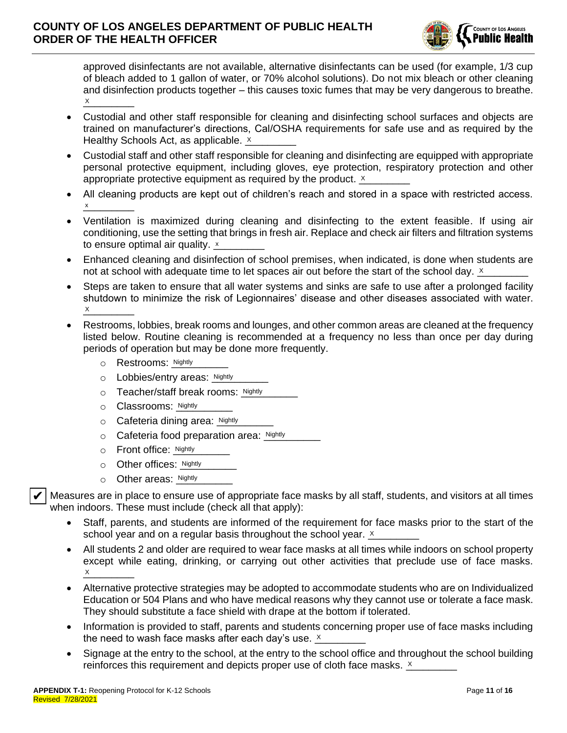approved disinfectants are not available, alternative disinfectants can be used (for example, 1/3 cup of bleach added to 1 gallon of water, or 70% alcohol solutions). Do not mix bleach or other cleaning and disinfection products together – this causes toxic fumes that may be very dangerous to breathe. X

- Custodial and other staff responsible for cleaning and disinfecting school surfaces and objects are trained on manufacturer's directions, Cal/OSHA requirements for safe use and as required by the Healthy Schools Act, as applicable. X
- Custodial staff and other staff responsible for cleaning and disinfecting are equipped with appropriate personal protective equipment, including gloves, eye protection, respiratory protection and other appropriate protective equipment as required by the product. X
- All cleaning products are kept out of children's reach and stored in a space with restricted access. x
- Ventilation is maximized during cleaning and disinfecting to the extent feasible. If using air conditioning, use the setting that brings in fresh air. Replace and check air filters and filtration systems to ensure optimal air quality. x
- Enhanced cleaning and disinfection of school premises, when indicated, is done when students are not at school with adequate time to let spaces air out before the start of the school day. X
- Steps are taken to ensure that all water systems and sinks are safe to use after a prolonged facility shutdown to minimize the risk of Legionnaires' disease and other diseases associated with water. X
- Restrooms, lobbies, break rooms and lounges, and other common areas are cleaned at the frequency listed below. Routine cleaning is recommended at a frequency no less than once per day during periods of operation but may be done more frequently.
  - Restrooms: Nightly
  - Lobbies/entry areas: Nightly
  - Teacher/staff break rooms: Nightly
  - Classrooms: Nightly
  - Cafeteria dining area: Nightly
  - Cafeteria food preparation area: Nightly
  - Front office: Nightly
  - Other offices: Nightly
  - Other areas: Nightly

✔ Measures are in place to ensure use of appropriate face masks by all staff, students, and visitors at all times when indoors. These must include (check all that apply):

- Staff, parents, and students are informed of the requirement for face masks prior to the start of the school year and on a regular basis throughout the school year. X
- All students 2 and older are required to wear face masks at all times while indoors on school property except while eating, drinking, or carrying out other activities that preclude use of face masks. X
- Alternative protective strategies may be adopted to accommodate students who are on Individualized Education or 504 Plans and who have medical reasons why they cannot use or tolerate a face mask. They should substitute a face shield with drape at the bottom if tolerated.
- Information is provided to staff, parents and students concerning proper use of face masks including the need to wash face masks after each day's use. X
- Signage at the entry to the school, at the entry to the school office and throughout the school building reinforces this requirement and depicts proper use of cloth face masks. X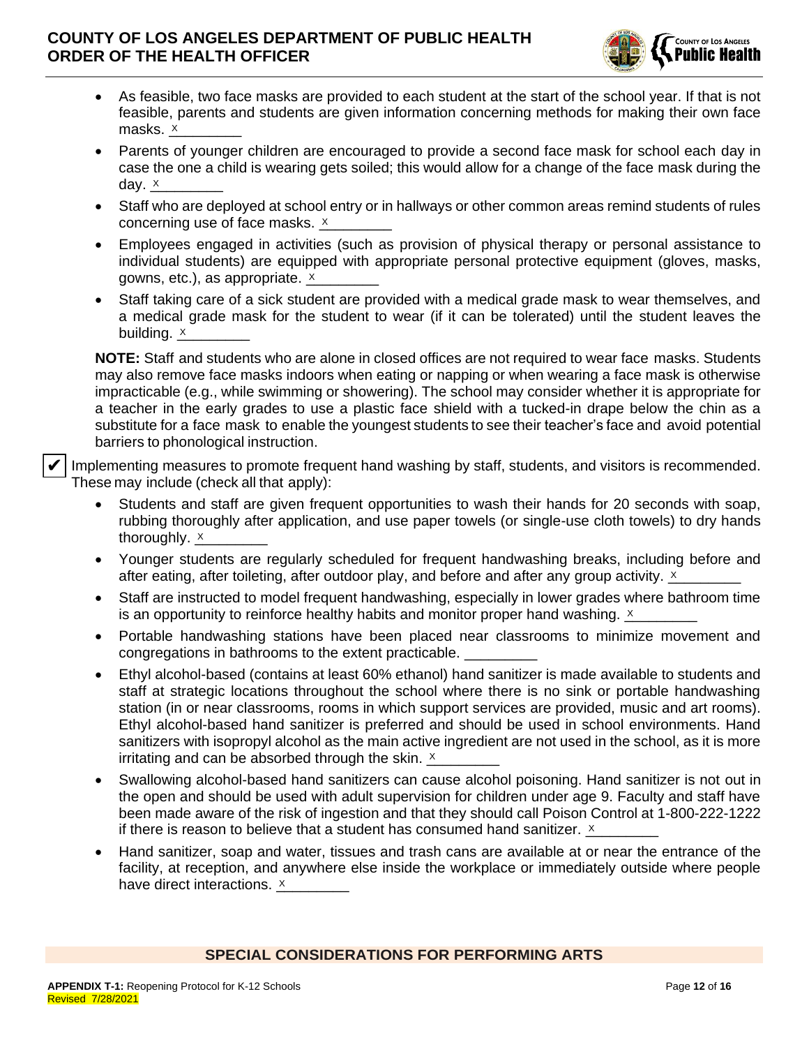- As feasible, two face masks are provided to each student at the start of the school year. If that is not feasible, parents and students are given information concerning methods for making their own face masks. x
- Parents of younger children are encouraged to provide a second face mask for school each day in case the one a child is wearing gets soiled; this would allow for a change of the face mask during the day. x
- Staff who are deployed at school entry or in hallways or other common areas remind students of rules concerning use of face masks. x
- Employees engaged in activities (such as provision of physical therapy or personal assistance to individual students) are equipped with appropriate personal protective equipment (gloves, masks, gowns, etc.), as appropriate. x
- Staff taking care of a sick student are provided with a medical grade mask to wear themselves, and a medical grade mask for the student to wear (if it can be tolerated) until the student leaves the building. x

**NOTE:** Staff and students who are alone in closed offices are not required to wear face masks. Students may also remove face masks indoors when eating or napping or when wearing a face mask is otherwise impracticable (e.g., while swimming or showering). The school may consider whether it is appropriate for a teacher in the early grades to use a plastic face shield with a tucked-in drape below the chin as a substitute for a face mask to enable the youngest students to see their teacher's face and avoid potential barriers to phonological instruction.

✔ Implementing measures to promote frequent hand washing by staff, students, and visitors is recommended. These may include (check all that apply):

- Students and staff are given frequent opportunities to wash their hands for 20 seconds with soap, rubbing thoroughly after application, and use paper towels (or single-use cloth towels) to dry hands thoroughly. x
- Younger students are regularly scheduled for frequent handwashing breaks, including before and after eating, after toileting, after outdoor play, and before and after any group activity. x
- Staff are instructed to model frequent handwashing, especially in lower grades where bathroom time is an opportunity to reinforce healthy habits and monitor proper hand washing. x
- Portable handwashing stations have been placed near classrooms to minimize movement and congregations in bathrooms to the extent practicable. _________
- Ethyl alcohol-based (contains at least 60% ethanol) hand sanitizer is made available to students and staff at strategic locations throughout the school where there is no sink or portable handwashing station (in or near classrooms, rooms in which support services are provided, music and art rooms). Ethyl alcohol-based hand sanitizer is preferred and should be used in school environments. Hand sanitizers with isopropyl alcohol as the main active ingredient are not used in the school, as it is more irritating and can be absorbed through the skin. x
- Swallowing alcohol-based hand sanitizers can cause alcohol poisoning. Hand sanitizer is not out in the open and should be used with adult supervision for children under age 9. Faculty and staff have been made aware of the risk of ingestion and that they should call Poison Control at 1-800-222-1222 if there is reason to believe that a student has consumed hand sanitizer. x
- Hand sanitizer, soap and water, tissues and trash cans are available at or near the entrance of the facility, at reception, and anywhere else inside the workplace or immediately outside where people have direct interactions. x

## SPECIAL CONSIDERATIONS FOR PERFORMING ARTS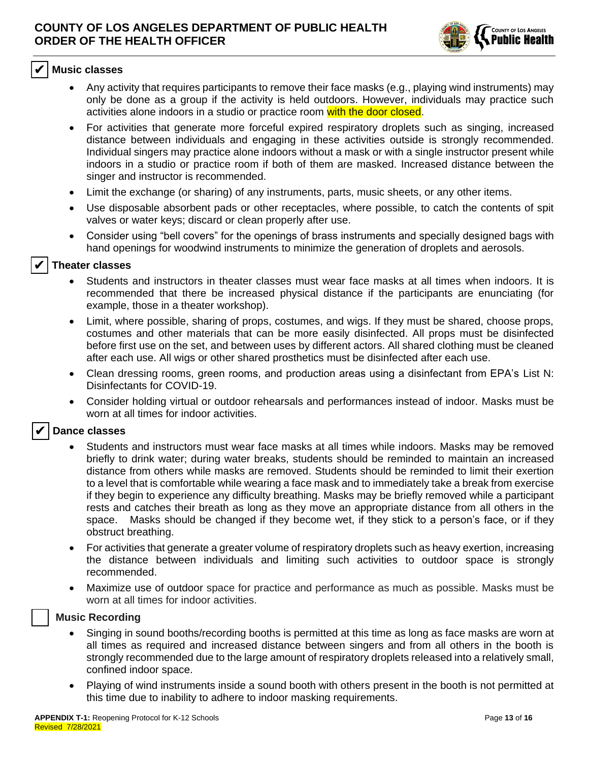### ✔ Music classes

- Any activity that requires participants to remove their face masks (e.g., playing wind instruments) may only be done as a group if the activity is held outdoors. However, individuals may practice such activities alone indoors in a studio or practice room with the door closed.
- For activities that generate more forceful expired respiratory droplets such as singing, increased distance between individuals and engaging in these activities outside is strongly recommended. Individual singers may practice alone indoors without a mask or with a single instructor present while indoors in a studio or practice room if both of them are masked. Increased distance between the singer and instructor is recommended.
- Limit the exchange (or sharing) of any instruments, parts, music sheets, or any other items.
- Use disposable absorbent pads or other receptacles, where possible, to catch the contents of spit valves or water keys; discard or clean properly after use.
- Consider using "bell covers" for the openings of brass instruments and specially designed bags with hand openings for woodwind instruments to minimize the generation of droplets and aerosols.

### ✔ Theater classes

- Students and instructors in theater classes must wear face masks at all times when indoors. It is recommended that there be increased physical distance if the participants are enunciating (for example, those in a theater workshop).
- Limit, where possible, sharing of props, costumes, and wigs. If they must be shared, choose props, costumes and other materials that can be more easily disinfected. All props must be disinfected before first use on the set, and between uses by different actors. All shared clothing must be cleaned after each use. All wigs or other shared prosthetics must be disinfected after each use.
- Clean dressing rooms, green rooms, and production areas using a disinfectant from EPA's List N: Disinfectants for COVID-19.
- Consider holding virtual or outdoor rehearsals and performances instead of indoor. Masks must be worn at all times for indoor activities.

### ✔ Dance classes

- Students and instructors must wear face masks at all times while indoors. Masks may be removed briefly to drink water; during water breaks, students should be reminded to maintain an increased distance from others while masks are removed. Students should be reminded to limit their exertion to a level that is comfortable while wearing a face mask and to immediately take a break from exercise if they begin to experience any difficulty breathing. Masks may be briefly removed while a participant rests and catches their breath as long as they move an appropriate distance from all others in the space. Masks should be changed if they become wet, if they stick to a person's face, or if they obstruct breathing.
- For activities that generate a greater volume of respiratory droplets such as heavy exertion, increasing the distance between individuals and limiting such activities to outdoor space is strongly recommended.
- Maximize use of outdoor space for practice and performance as much as possible. Masks must be worn at all times for indoor activities.

### ☐ Music Recording

- Singing in sound booths/recording booths is permitted at this time as long as face masks are worn at all times as required and increased distance between singers and from all others in the booth is strongly recommended due to the large amount of respiratory droplets released into a relatively small, confined indoor space.
- Playing of wind instruments inside a sound booth with others present in the booth is not permitted at this time due to inability to adhere to indoor masking requirements.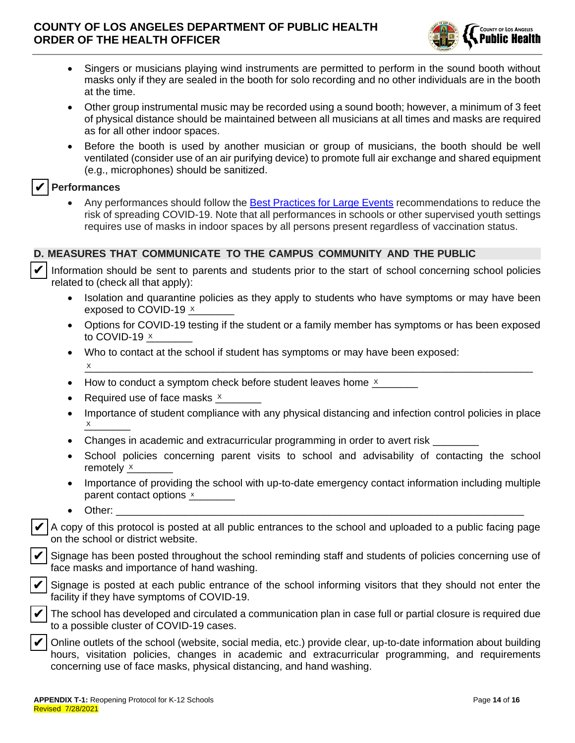- Singers or musicians playing wind instruments are permitted to perform in the sound booth without masks only if they are sealed in the booth for solo recording and no other individuals are in the booth at the time.
- Other group instrumental music may be recorded using a sound booth; however, a minimum of 3 feet of physical distance should be maintained between all musicians at all times and masks are required as for all other indoor spaces.
- Before the booth is used by another musician or group of musicians, the booth should be well ventilated (consider use of an air purifying device) to promote full air exchange and shared equipment (e.g., microphones) should be sanitized.

✔ **Performances**

- Any performances should follow the [Best Practices for Large Events] recommendations to reduce the risk of spreading COVID-19. Note that all performances in schools or other supervised youth settings requires use of masks in indoor spaces by all persons present regardless of vaccination status.

## D. MEASURES THAT COMMUNICATE TO THE CAMPUS COMMUNITY AND THE PUBLIC

✔ Information should be sent to parents and students prior to the start of school concerning school policies related to (check all that apply):

- Isolation and quarantine policies as they apply to students who have symptoms or may have been exposed to COVID-19 x________
- Options for COVID-19 testing if the student or a family member has symptoms or has been exposed to COVID-19 x________
- Who to contact at the school if student has symptoms or may have been exposed: x________________________________________________________________________
- How to conduct a symptom check before student leaves home x________
- Required use of face masks x________
- Importance of student compliance with any physical distancing and infection control policies in place x________
- Changes in academic and extracurricular programming in order to avert risk ________
- School policies concerning parent visits to school and advisability of contacting the school remotely x________
- Importance of providing the school with up-to-date emergency contact information including multiple parent contact options x________
- Other: ________________________________________________________________________

✔ A copy of this protocol is posted at all public entrances to the school and uploaded to a public facing page on the school or district website.

✔ Signage has been posted throughout the school reminding staff and students of policies concerning use of face masks and importance of hand washing.

✔ Signage is posted at each public entrance of the school informing visitors that they should not enter the facility if they have symptoms of COVID-19.

✔ The school has developed and circulated a communication plan in case full or partial closure is required due to a possible cluster of COVID-19 cases.

✔ Online outlets of the school (website, social media, etc.) provide clear, up-to-date information about building hours, visitation policies, changes in academic and extracurricular programming, and requirements concerning use of face masks, physical distancing, and hand washing.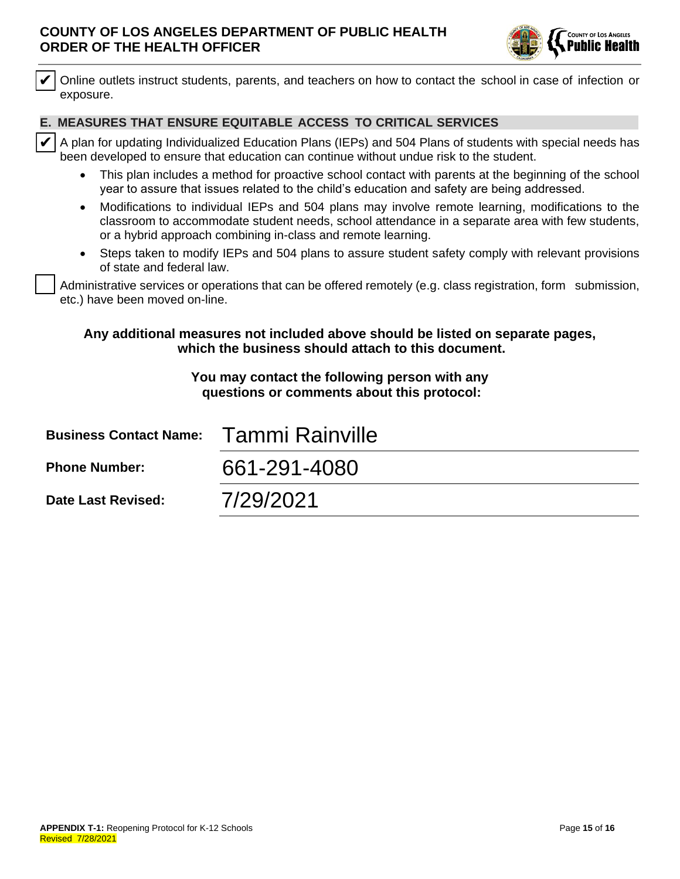- [x] Online outlets instruct students, parents, and teachers on how to contact the school in case of infection or exposure.

## E. MEASURES THAT ENSURE EQUITABLE ACCESS TO CRITICAL SERVICES

- [x] A plan for updating Individualized Education Plans (IEPs) and 504 Plans of students with special needs has been developed to ensure that education can continue without undue risk to the student.
    - This plan includes a method for proactive school contact with parents at the beginning of the school year to assure that issues related to the child's education and safety are being addressed.
    - Modifications to individual IEPs and 504 plans may involve remote learning, modifications to the classroom to accommodate student needs, school attendance in a separate area with few students, or a hybrid approach combining in-class and remote learning.
    - Steps taken to modify IEPs and 504 plans to assure student safety comply with relevant provisions of state and federal law.
- [ ] Administrative services or operations that can be offered remotely (e.g. class registration, form submission, etc.) have been moved on-line.

**Any additional measures not included above should be listed on separate pages, which the business should attach to this document.**

**You may contact the following person with any questions or comments about this protocol:**

**Business Contact Name:** Tammi Rainville

**Phone Number:** 661-291-4080

**Date Last Revised:** 7/29/2021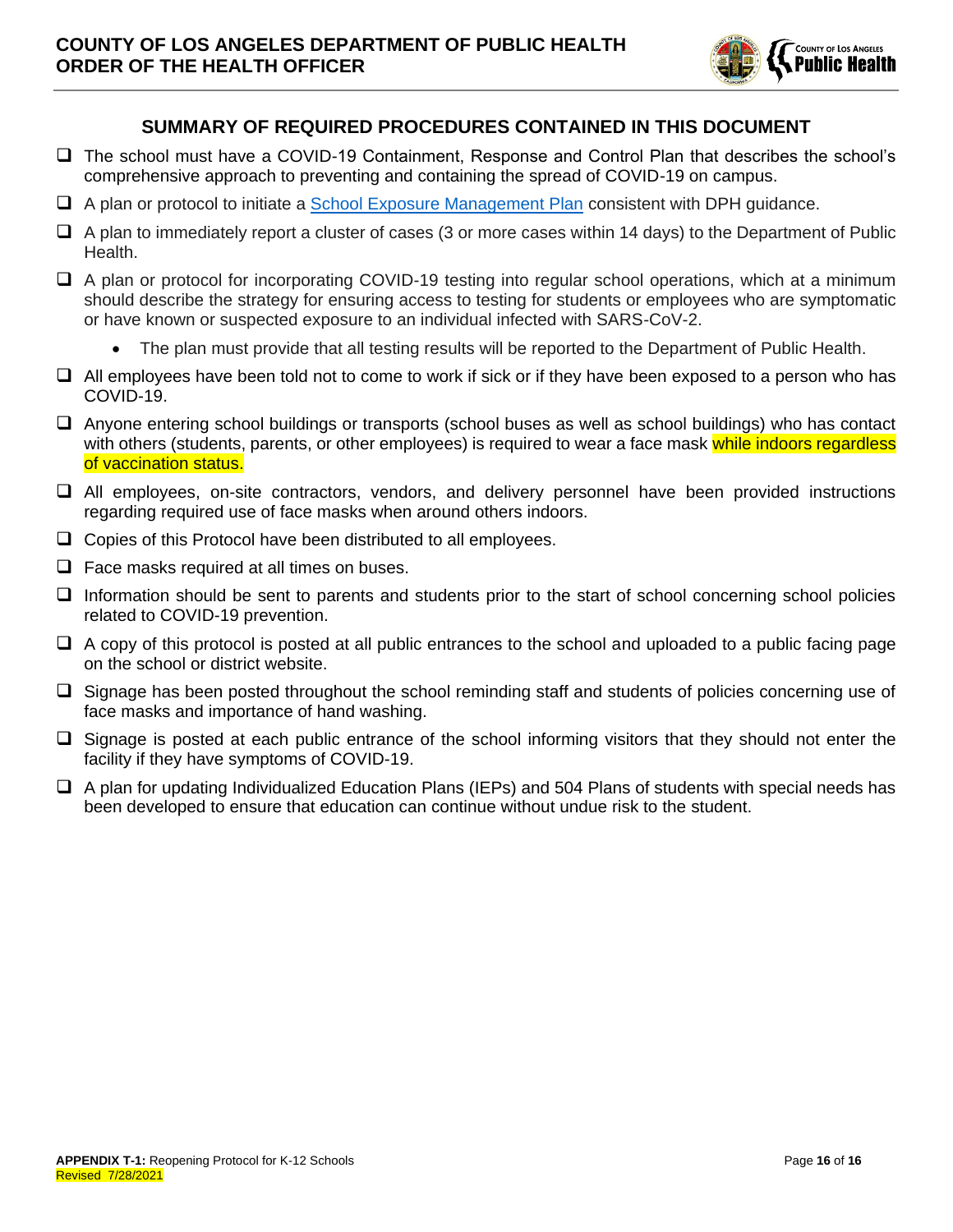## SUMMARY OF REQUIRED PROCEDURES CONTAINED IN THIS DOCUMENT

- ❑ The school must have a COVID-19 Containment, Response and Control Plan that describes the school's comprehensive approach to preventing and containing the spread of COVID-19 on campus.
- ❑ A plan or protocol to initiate a School Exposure Management Plan consistent with DPH guidance.
- ❑ A plan to immediately report a cluster of cases (3 or more cases within 14 days) to the Department of Public Health.
- ❑ A plan or protocol for incorporating COVID-19 testing into regular school operations, which at a minimum should describe the strategy for ensuring access to testing for students or employees who are symptomatic or have known or suspected exposure to an individual infected with SARS-CoV-2.
    - The plan must provide that all testing results will be reported to the Department of Public Health.
- ❑ All employees have been told not to come to work if sick or if they have been exposed to a person who has COVID-19.
- ❑ Anyone entering school buildings or transports (school buses as well as school buildings) who has contact with others (students, parents, or other employees) is required to wear a face mask while indoors regardless of vaccination status.
- ❑ All employees, on-site contractors, vendors, and delivery personnel have been provided instructions regarding required use of face masks when around others indoors.
- ❑ Copies of this Protocol have been distributed to all employees.
- ❑ Face masks required at all times on buses.
- ❑ Information should be sent to parents and students prior to the start of school concerning school policies related to COVID-19 prevention.
- ❑ A copy of this protocol is posted at all public entrances to the school and uploaded to a public facing page on the school or district website.
- ❑ Signage has been posted throughout the school reminding staff and students of policies concerning use of face masks and importance of hand washing.
- ❑ Signage is posted at each public entrance of the school informing visitors that they should not enter the facility if they have symptoms of COVID-19.
- ❑ A plan for updating Individualized Education Plans (IEPs) and 504 Plans of students with special needs has been developed to ensure that education can continue without undue risk to the student.